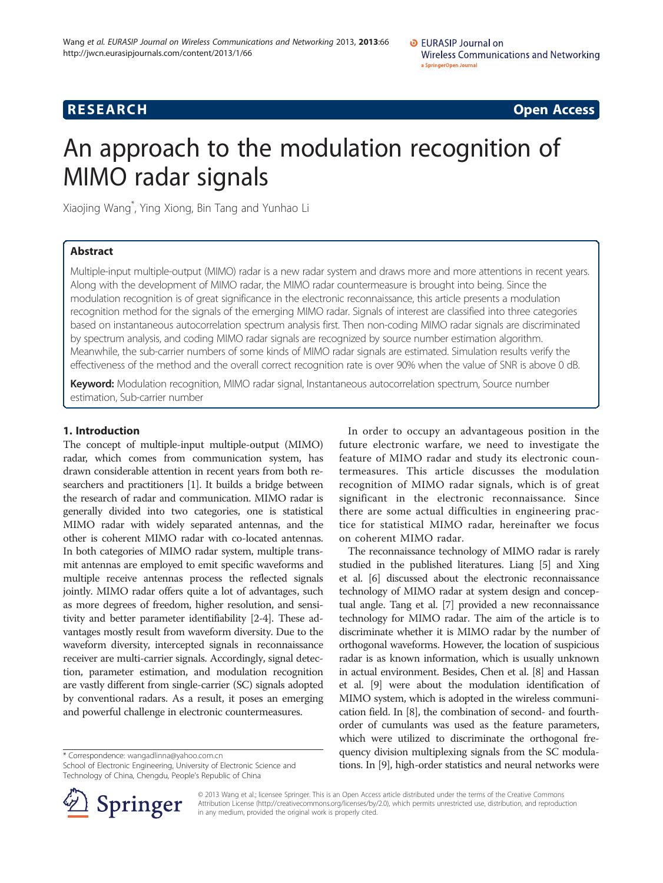**RESEARCH** **Open Access**

# An approach to the modulation recognition of MIMO radar signals

Xiaojing Wang*, Ying Xiong, Bin Tang and Yunhao Li

## Abstract

Multiple-input multiple-output (MIMO) radar is a new radar system and draws more and more attentions in recent years. Along with the development of MIMO radar, the MIMO radar countermeasure is brought into being. Since the modulation recognition is of great significance in the electronic reconnaissance, this article presents a modulation recognition method for the signals of the emerging MIMO radar. Signals of interest are classified into three categories based on instantaneous autocorrelation spectrum analysis first. Then non-coding MIMO radar signals are discriminated by spectrum analysis, and coding MIMO radar signals are recognized by source number estimation algorithm. Meanwhile, the sub-carrier numbers of some kinds of MIMO radar signals are estimated. Simulation results verify the effectiveness of the method and the overall correct recognition rate is over 90% when the value of SNR is above 0 dB.

**Keyword:** Modulation recognition, MIMO radar signal, Instantaneous autocorrelation spectrum, Source number estimation, Sub-carrier number

## 1. Introduction

The concept of multiple-input multiple-output (MIMO) radar, which comes from communication system, has drawn considerable attention in recent years from both researchers and practitioners [1]. It builds a bridge between the research of radar and communication. MIMO radar is generally divided into two categories, one is statistical MIMO radar with widely separated antennas, and the other is coherent MIMO radar with co-located antennas. In both categories of MIMO radar system, multiple transmit antennas are employed to emit specific waveforms and multiple receive antennas process the reflected signals jointly. MIMO radar offers quite a lot of advantages, such as more degrees of freedom, higher resolution, and sensitivity and better parameter identifiability [2-4]. These advantages mostly result from waveform diversity. Due to the waveform diversity, intercepted signals in reconnaissance receiver are multi-carrier signals. Accordingly, signal detection, parameter estimation, and modulation recognition are vastly different from single-carrier (SC) signals adopted by conventional radars. As a result, it poses an emerging and powerful challenge in electronic countermeasures.

In order to occupy an advantageous position in the future electronic warfare, we need to investigate the feature of MIMO radar and study its electronic countermeasures. This article discusses the modulation recognition of MIMO radar signals, which is of great significant in the electronic reconnaissance. Since there are some actual difficulties in engineering practice for statistical MIMO radar, hereinafter we focus on coherent MIMO radar.

The reconnaissance technology of MIMO radar is rarely studied in the published literatures. Liang [5] and Xing et al. [6] discussed about the electronic reconnaissance technology of MIMO radar at system design and conceptual angle. Tang et al. [7] provided a new reconnaissance technology for MIMO radar. The aim of the article is to discriminate whether it is MIMO radar by the number of orthogonal waveforms. However, the location of suspicious radar is as known information, which is usually unknown in actual environment. Besides, Chen et al. [8] and Hassan et al. [9] were about the modulation identification of MIMO system, which is adopted in the wireless communication field. In [8], the combination of second- and fourth-order of cumulants was used as the feature parameters, which were utilized to discriminate the orthogonal frequency division multiplexing signals from the SC modulations. In [9], high-order statistics and neural networks were

* Correspondence: wangadlinna@yahoo.com.cn
School of Electronic Engineering, University of Electronic Science and Technology of China, Chengdu, People's Republic of China

© 2013 Wang et al.; licensee Springer. This is an Open Access article distributed under the terms of the Creative Commons Attribution License (http://creativecommons.org/licenses/by/2.0), which permits unrestricted use, distribution, and reproduction in any medium, provided the original work is properly cited.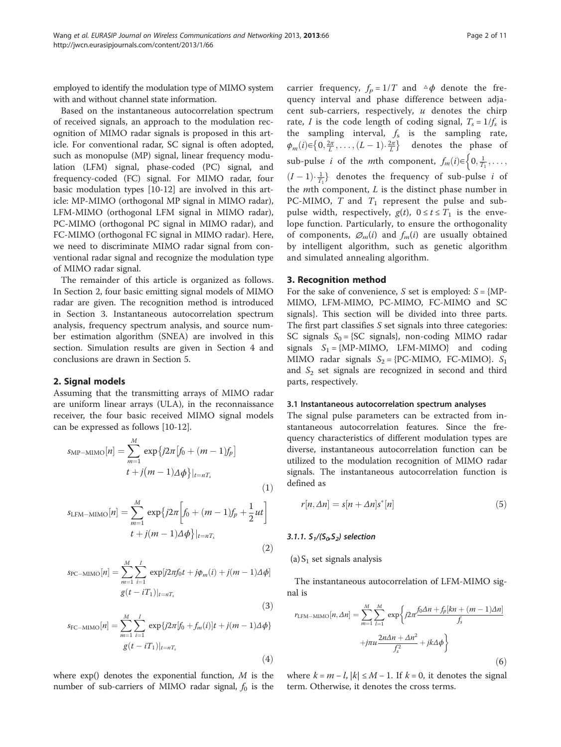employed to identify the modulation type of MIMO system with and without channel state information.

Based on the instantaneous autocorrelation spectrum of received signals, an approach to the modulation recognition of MIMO radar signals is proposed in this article. For conventional radar, SC signal is often adopted, such as monopulse (MP) signal, linear frequency modulation (LFM) signal, phase-coded (PC) signal, and frequency-coded (FC) signal. For MIMO radar, four basic modulation types [10-12] are involved in this article: MP-MIMO (orthogonal MP signal in MIMO radar), LFM-MIMO (orthogonal LFM signal in MIMO radar), PC-MIMO (orthogonal PC signal in MIMO radar), and FC-MIMO (orthogonal FC signal in MIMO radar). Here, we need to discriminate MIMO radar signal from conventional radar signal and recognize the modulation type of MIMO radar signal.

The remainder of this article is organized as follows. In Section 2, four basic emitting signal models of MIMO radar are given. The recognition method is introduced in Section 3. Instantaneous autocorrelation spectrum analysis, frequency spectrum analysis, and source number estimation algorithm (SNEA) are involved in this section. Simulation results are given in Section 4 and conclusions are drawn in Section 5.

## 2. Signal models

Assuming that the transmitting arrays of MIMO radar are uniform linear arrays (ULA), in the reconnaissance receiver, the four basic received MIMO signal models can be expressed as follows [10-12].

$$s_{\text{MP-MIMO}}[n] = \sum_{m=1}^{M} \exp\{j2\pi[f_0 + (m-1)f_p] t + j(m-1)\Delta\phi\}|_{t=nT_s} \tag{1}$$

$$s_{\text{LFM-MIMO}}[n] = \sum_{m=1}^{M} \exp\left\{j2\pi\left[f_0 + (m-1)f_p + \frac{1}{2}ut\right] t + j(m-1)\Delta\phi\right\}|_{t=nT_s} \tag{2}$$

$$s_{\text{PC-MIMO}}[n] = \sum_{m=1}^{M}\sum_{i=1}^{I} \exp[j2\pi f_0 t + j\phi_m(i) + j(m-1)\Delta\phi]\, g(t - iT_1)|_{t=nT_s} \tag{3}$$

$$s_{\text{FC-MIMO}}[n] = \sum_{m=1}^{M}\sum_{i=1}^{I} \exp\{j2\pi[f_0 + f_m(i)]t + j(m-1)\Delta\phi\}\, g(t - iT_1)|_{t=nT_s} \tag{4}$$

where exp() denotes the exponential function, $M$ is the number of sub-carriers of MIMO radar signal, $f_0$ is the carrier frequency, $f_p = 1/T$ and $\triangle\phi$ denote the frequency interval and phase difference between adjacent sub-carriers, respectively, $u$ denotes the chirp rate, $I$ is the code length of coding signal, $T_s = 1/f_s$ is the sampling interval, $f_s$ is the sampling rate, $\phi_m(i) \in \{0, \frac{2\pi}{L}, \ldots, (L-1)\cdot\frac{2\pi}{L}\}$ denotes the phase of sub-pulse $i$ of the $m$th component, $f_m(i) \in \left\{0, \frac{1}{T_1}, \ldots, (I-1)\cdot\frac{1}{T_1}\right\}$ denotes the frequency of sub-pulse $i$ of the $m$th component, $L$ is the distinct phase number in PC-MIMO, $T$ and $T_1$ represent the pulse and subpulse width, respectively, $g(t)$, $0 \le t \le T_1$ is the envelope function. Particularly, to ensure the orthogonality of components, $\varnothing_m(i)$ and $f_m(i)$ are usually obtained by intelligent algorithm, such as genetic algorithm and simulated annealing algorithm.

## 3. Recognition method

For the sake of convenience, $S$ set is employed: $S$ = {MP-MIMO, LFM-MIMO, PC-MIMO, FC-MIMO and SC signals}. This section will be divided into three parts. The first part classifies $S$ set signals into three categories: SC signals $S_0$ = {SC signals}, non-coding MIMO radar signals $S_1$ = {MP-MIMO, LFM-MIMO} and coding MIMO radar signals $S_2$ = {PC-MIMO, FC-MIMO}. $S_1$ and $S_2$ set signals are recognized in second and third parts, respectively.

### 3.1 Instantaneous autocorrelation spectrum analyses

The signal pulse parameters can be extracted from instantaneous autocorrelation features. Since the frequency characteristics of different modulation types are diverse, instantaneous autocorrelation function can be utilized to the modulation recognition of MIMO radar signals. The instantaneous autocorrelation function is defined as

$$r[n, \Delta n] = s[n + \Delta n]s^*[n] \tag{5}$$

#### 3.1.1. $S_1/(S_0, S_2)$ selection

(a) $S_1$ set signals analysis

The instantaneous autocorrelation of LFM-MIMO signal is

$$r_{\text{LFM-MIMO}}[n, \Delta n] = \sum_{m=1}^{M}\sum_{l=1}^{M} \exp\left\{j2\pi\frac{f_0\Delta n + f_p[kn + (m-1)\Delta n]}{f_s} + j\pi u\frac{2n\Delta n + \Delta n^2}{f_s^2} + jk\Delta\phi\right\} \tag{6}$$

where $k = m - l$, $|k| \le M - 1$. If $k = 0$, it denotes the signal term. Otherwise, it denotes the cross terms.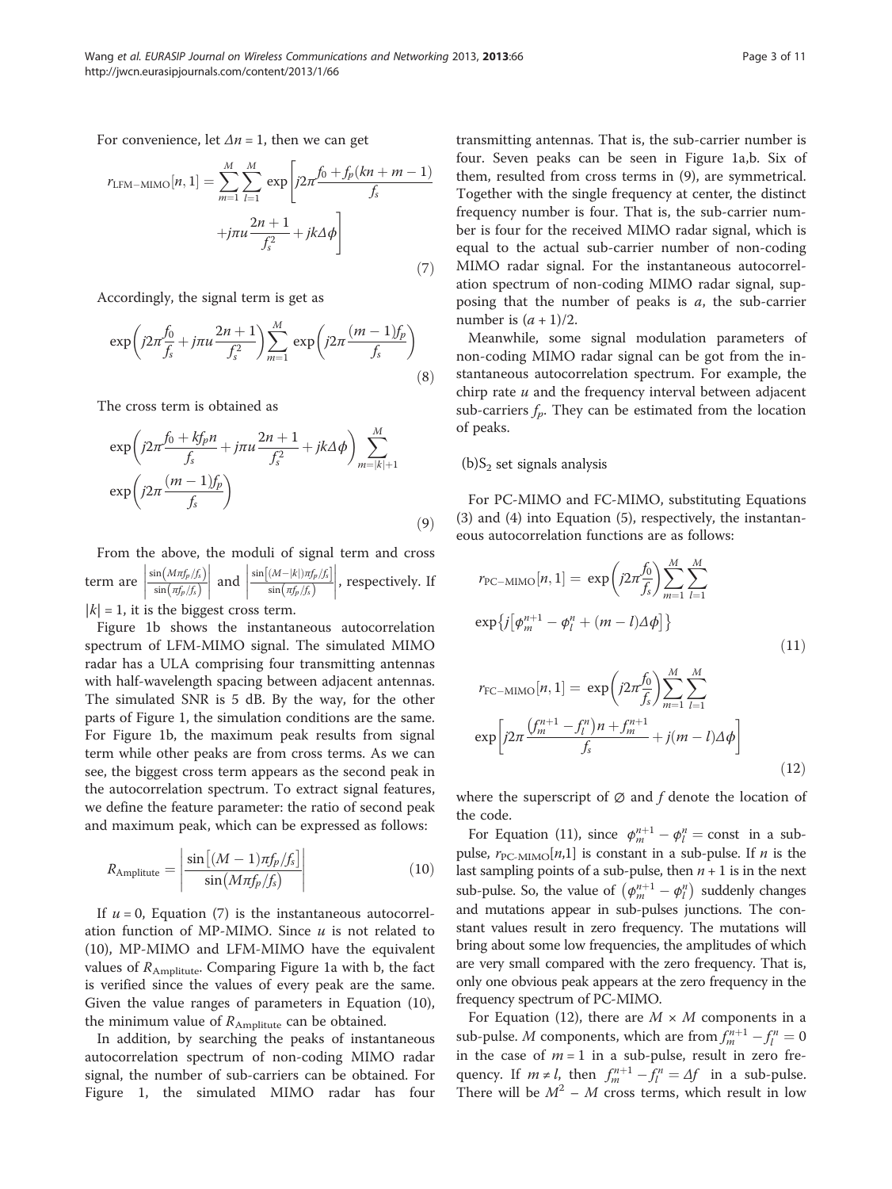For convenience, let $\Delta n = 1$, then we can get

$$r_{\text{LFM-MIMO}}[n,1] = \sum_{m=1}^{M}\sum_{l=1}^{M} \exp\left[j2\pi\frac{f_0 + f_p(kn + m - 1)}{f_s} + j\pi u\frac{2n+1}{f_s^2} + jk\Delta\phi\right] \tag{7}$$

Accordingly, the signal term is get as

$$\exp\left(j2\pi\frac{f_0}{f_s} + j\pi u\frac{2n+1}{f_s^2}\right)\sum_{m=1}^{M}\exp\left(j2\pi\frac{(m-1)f_p}{f_s}\right) \tag{8}$$

The cross term is obtained as

$$\exp\left(j2\pi\frac{f_0 + kf_p n}{f_s} + j\pi u\frac{2n+1}{f_s^2} + jk\Delta\phi\right)\sum_{m=|k|+1}^{M}\exp\left(j2\pi\frac{(m-1)f_p}{f_s}\right) \tag{9}$$

From the above, the moduli of signal term and cross term are $\left|\frac{\sin\left(M\pi f_p/f_s\right)}{\sin\left(\pi f_p/f_s\right)}\right|$ and $\left|\frac{\sin\left[(M-|k|)\pi f_p/f_s\right]}{\sin\left(\pi f_p/f_s\right)}\right|$, respectively. If $|k| = 1$, it is the biggest cross term.

Figure 1b shows the instantaneous autocorrelation spectrum of LFM-MIMO signal. The simulated MIMO radar has a ULA comprising four transmitting antennas with half-wavelength spacing between adjacent antennas. The simulated SNR is 5 dB. By the way, for the other parts of Figure 1, the simulation conditions are the same. For Figure 1b, the maximum peak results from signal term while other peaks are from cross terms. As we can see, the biggest cross term appears as the second peak in the autocorrelation spectrum. To extract signal features, we define the feature parameter: the ratio of second peak and maximum peak, which can be expressed as follows:

$$R_{\text{Amplitute}} = \left|\frac{\sin\left[(M-1)\pi f_p/f_s\right]}{\sin\left(M\pi f_p/f_s\right)}\right| \tag{10}$$

If $u = 0$, Equation (7) is the instantaneous autocorrelation function of MP-MIMO. Since $u$ is not related to (10), MP-MIMO and LFM-MIMO have the equivalent values of $R_{\text{Amplitute}}$. Comparing Figure 1a with b, the fact is verified since the values of every peak are the same. Given the value ranges of parameters in Equation (10), the minimum value of $R_{\text{Amplitute}}$ can be obtained.

In addition, by searching the peaks of instantaneous autocorrelation spectrum of non-coding MIMO radar signal, the number of sub-carriers can be obtained. For Figure 1, the simulated MIMO radar has four transmitting antennas. That is, the sub-carrier number is four. Seven peaks can be seen in Figure 1a,b. Six of them, resulted from cross terms in (9), are symmetrical. Together with the single frequency at center, the distinct frequency number is four. That is, the sub-carrier number is four for the received MIMO radar signal, which is equal to the actual sub-carrier number of non-coding MIMO radar signal. For the instantaneous autocorrelation spectrum of non-coding MIMO radar signal, supposing that the number of peaks is $a$, the sub-carrier number is $(a + 1)/2$.

Meanwhile, some signal modulation parameters of non-coding MIMO radar signal can be got from the instantaneous autocorrelation spectrum. For example, the chirp rate $u$ and the frequency interval between adjacent sub-carriers $f_p$. They can be estimated from the location of peaks.

(b)$S_2$ set signals analysis

For PC-MIMO and FC-MIMO, substituting Equations (3) and (4) into Equation (5), respectively, the instantaneous autocorrelation functions are as follows:

$$r_{\text{PC-MIMO}}[n,1] = \exp\left(j2\pi\frac{f_0}{f_s}\right)\sum_{m=1}^{M}\sum_{l=1}^{M}\exp\left\{j\left[\varphi_m^{n+1} - \varphi_l^{n} + (m-l)\Delta\phi\right]\right\} \tag{11}$$

$$r_{\text{FC-MIMO}}[n,1] = \exp\left(j2\pi\frac{f_0}{f_s}\right)\sum_{m=1}^{M}\sum_{l=1}^{M}\exp\left[j2\pi\frac{\left(f_m^{n+1} - f_l^{n}\right)n + f_m^{n+1}}{f_s} + j(m-l)\Delta\phi\right] \tag{12}$$

where the superscript of $\varnothing$ and $f$ denote the location of the code.

For Equation (11), since $\varphi_m^{n+1} - \varphi_l^{n} = \text{const}$ in a sub-pulse, $r_{\text{PC-MIMO}}[n,1]$ is constant in a sub-pulse. If $n$ is the last sampling points of a sub-pulse, then $n + 1$ is in the next sub-pulse. So, the value of $\left(\varphi_m^{n+1} - \varphi_l^{n}\right)$ suddenly changes and mutations appear in sub-pulses junctions. The constant values result in zero frequency. The mutations will bring about some low frequencies, the amplitudes of which are very small compared with the zero frequency. That is, only one obvious peak appears at the zero frequency in the frequency spectrum of PC-MIMO.

For Equation (12), there are $M \times M$ components in a sub-pulse. $M$ components, which are from $f_m^{n+1} - f_l^{n} = 0$ in the case of $m = 1$ in a sub-pulse, result in zero frequency. If $m \neq l$, then $f_m^{n+1} - f_l^{n} = \Delta f$ in a sub-pulse. There will be $M^2 - M$ cross terms, which result in low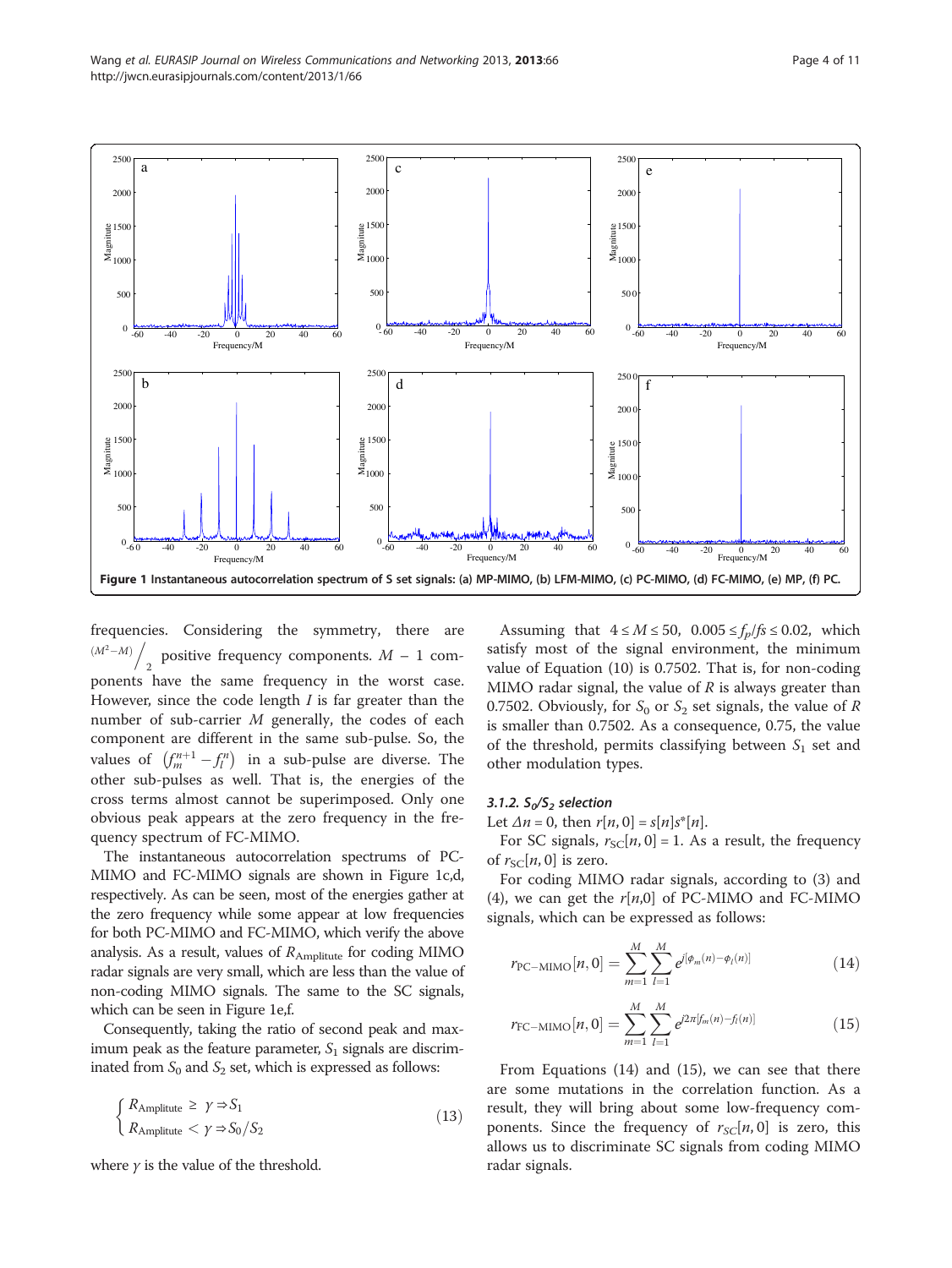Figure 1 Instantaneous autocorrelation spectrum of S set signals: (a) MP-MIMO, (b) LFM-MIMO, (c) PC-MIMO, (d) FC-MIMO, (e) MP, (f) PC.

frequencies. Considering the symmetry, there are $(M^2-M)\Big/_2$ positive frequency components. $M-1$ components have the same frequency in the worst case. However, since the code length $I$ is far greater than the number of sub-carrier $M$ generally, the codes of each component are different in the same sub-pulse. So, the values of $\left(f_m^{n+1}-f_l^n\right)$ in a sub-pulse are diverse. The other sub-pulses as well. That is, the energies of the cross terms almost cannot be superimposed. Only one obvious peak appears at the zero frequency in the frequency spectrum of FC-MIMO.

The instantaneous autocorrelation spectrums of PC-MIMO and FC-MIMO signals are shown in Figure 1c,d, respectively. As can be seen, most of the energies gather at the zero frequency while some appear at low frequencies for both PC-MIMO and FC-MIMO, which verify the above analysis. As a result, values of $R_{\text{Amplitude}}$ for coding MIMO radar signals are very small, which are less than the value of non-coding MIMO signals. The same to the SC signals, which can be seen in Figure 1e,f.

Consequently, taking the ratio of second peak and maximum peak as the feature parameter, $S_1$ signals are discriminated from $S_0$ and $S_2$ set, which is expressed as follows:

$$\begin{cases} R_{\text{Amplitute}} \geq \gamma \Rightarrow S_1 \\ R_{\text{Amplitute}} < \gamma \Rightarrow S_0/S_2 \end{cases} \tag{13}$$

where $\gamma$ is the value of the threshold.

Assuming that $4 \leq M \leq 50$, $0.005 \leq f_p/fs \leq 0.02$, which satisfy most of the signal environment, the minimum value of Equation (10) is 0.7502. That is, for non-coding MIMO radar signal, the value of $R$ is always greater than 0.7502. Obviously, for $S_0$ or $S_2$ set signals, the value of $R$ is smaller than 0.7502. As a consequence, 0.75, the value of the threshold, permits classifying between $S_1$ set and other modulation types.

#### 3.1.2. $S_0/S_2$ selection

Let $\Delta n = 0$, then $r[n, 0] = s[n]s^*[n]$.

For SC signals, $r_{\text{SC}}[n, 0] = 1$. As a result, the frequency of $r_{\text{SC}}[n, 0]$ is zero.

For coding MIMO radar signals, according to (3) and (4), we can get the $r[n,0]$ of PC-MIMO and FC-MIMO signals, which can be expressed as follows:

$$r_{\text{PC-MIMO}}[n, 0] = \sum_{m=1}^{M}\sum_{l=1}^{M} e^{j[\phi_m(n) - \phi_l(n)]} \tag{14}$$

$$r_{\text{FC-MIMO}}[n, 0] = \sum_{m=1}^{M}\sum_{l=1}^{M} e^{j2\pi[f_m(n) - f_l(n)]} \tag{15}$$

From Equations (14) and (15), we can see that there are some mutations in the correlation function. As a result, they will bring about some low-frequency components. Since the frequency of $r_{SC}[n, 0]$ is zero, this allows us to discriminate SC signals from coding MIMO radar signals.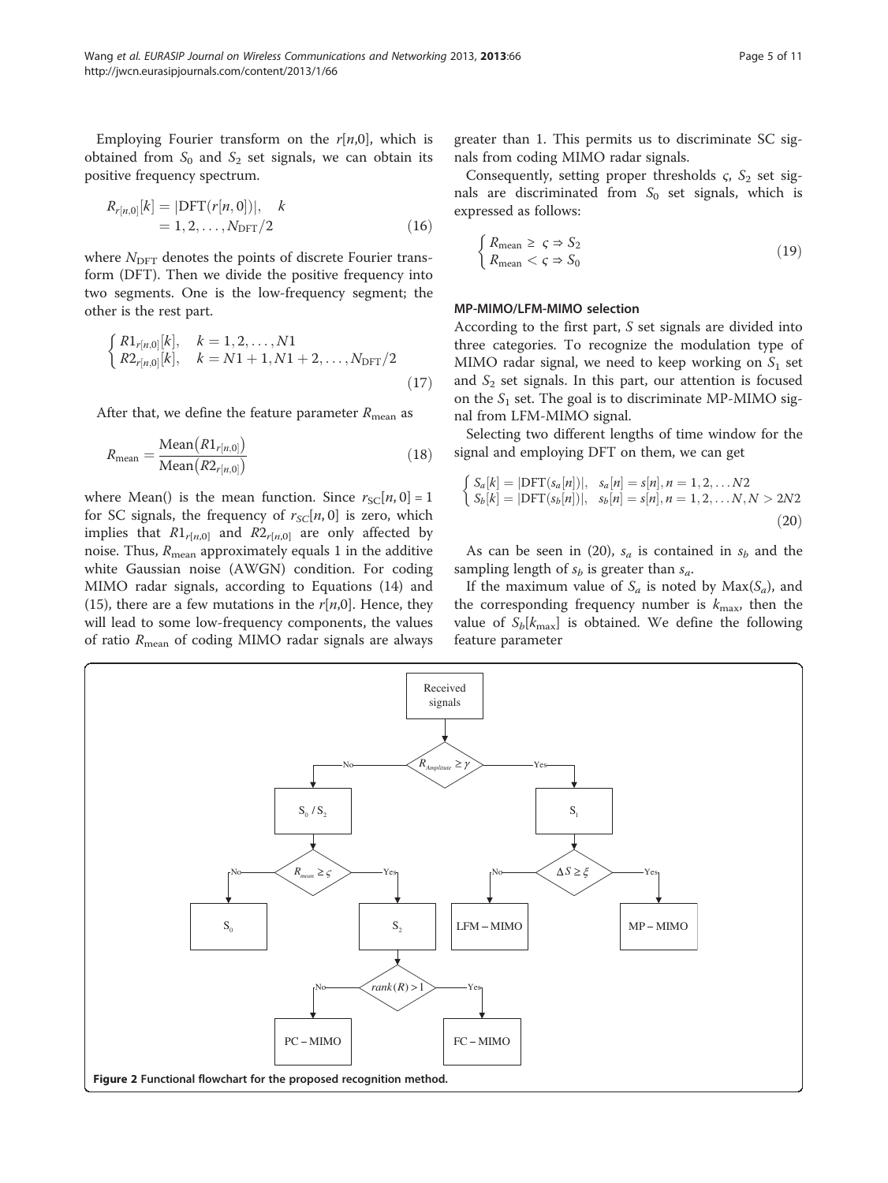Employing Fourier transform on the $r[n,0]$, which is obtained from $S_0$ and $S_2$ set signals, we can obtain its positive frequency spectrum.

$$R_{r[n,0]}[k] = |\mathrm{DFT}(r[n,0])|, \quad k = 1, 2, \ldots, N_{\mathrm{DFT}}/2 \tag{16}$$

where $N_{\mathrm{DFT}}$ denotes the points of discrete Fourier transform (DFT). Then we divide the positive frequency into two segments. One is the low-frequency segment; the other is the rest part.

$$\begin{cases} R1_{r[n,0]}[k], & k = 1, 2, \ldots, N1 \\ R2_{r[n,0]}[k], & k = N1+1, N1+2, \ldots, N_{\mathrm{DFT}}/2 \end{cases} \tag{17}$$

After that, we define the feature parameter $R_{\mathrm{mean}}$ as

$$R_{\mathrm{mean}} = \frac{\mathrm{Mean}\left(R1_{r[n,0]}\right)}{\mathrm{Mean}\left(R2_{r[n,0]}\right)} \tag{18}$$

where Mean() is the mean function. Since $r_{SC}[n,0] = 1$ for SC signals, the frequency of $r_{SC}[n,0]$ is zero, which implies that $R1_{r[n,0]}$ and $R2_{r[n,0]}$ are only affected by noise. Thus, $R_{\mathrm{mean}}$ approximately equals 1 in the additive white Gaussian noise (AWGN) condition. For coding MIMO radar signals, according to Equations (14) and (15), there are a few mutations in the $r[n,0]$. Hence, they will lead to some low-frequency components, the values of ratio $R_{\mathrm{mean}}$ of coding MIMO radar signals are always greater than 1. This permits us to discriminate SC signals from coding MIMO radar signals.

Consequently, setting proper thresholds $\varsigma$, $S_2$ set signals are discriminated from $S_0$ set signals, which is expressed as follows:

$$\begin{cases} R_{\mathrm{mean}} \geq \varsigma \Rightarrow S_2 \\ R_{\mathrm{mean}} < \varsigma \Rightarrow S_0 \end{cases} \tag{19}$$

### MP-MIMO/LFM-MIMO selection

According to the first part, $S$ set signals are divided into three categories. To recognize the modulation type of MIMO radar signal, we need to keep working on $S_1$ set and $S_2$ set signals. In this part, our attention is focused on the $S_1$ set. The goal is to discriminate MP-MIMO signal from LFM-MIMO signal.

Selecting two different lengths of time window for the signal and employing DFT on them, we can get

$$\begin{cases} S_a[k] = |\mathrm{DFT}(s_a[n])|, & s_a[n] = s[n], n = 1, 2, \ldots N2 \\ S_b[k] = |\mathrm{DFT}(s_b[n])|, & s_b[n] = s[n], n = 1, 2, \ldots N, N > 2N2 \end{cases} \tag{20}$$

As can be seen in (20), $s_a$ is contained in $s_b$ and the sampling length of $s_b$ is greater than $s_a$.

If the maximum value of $S_a$ is noted by $\mathrm{Max}(S_a)$, and the corresponding frequency number is $k_{\max}$, then the value of $S_b[k_{\max}]$ is obtained. We define the following feature parameter

Figure 2 Functional flowchart for the proposed recognition method.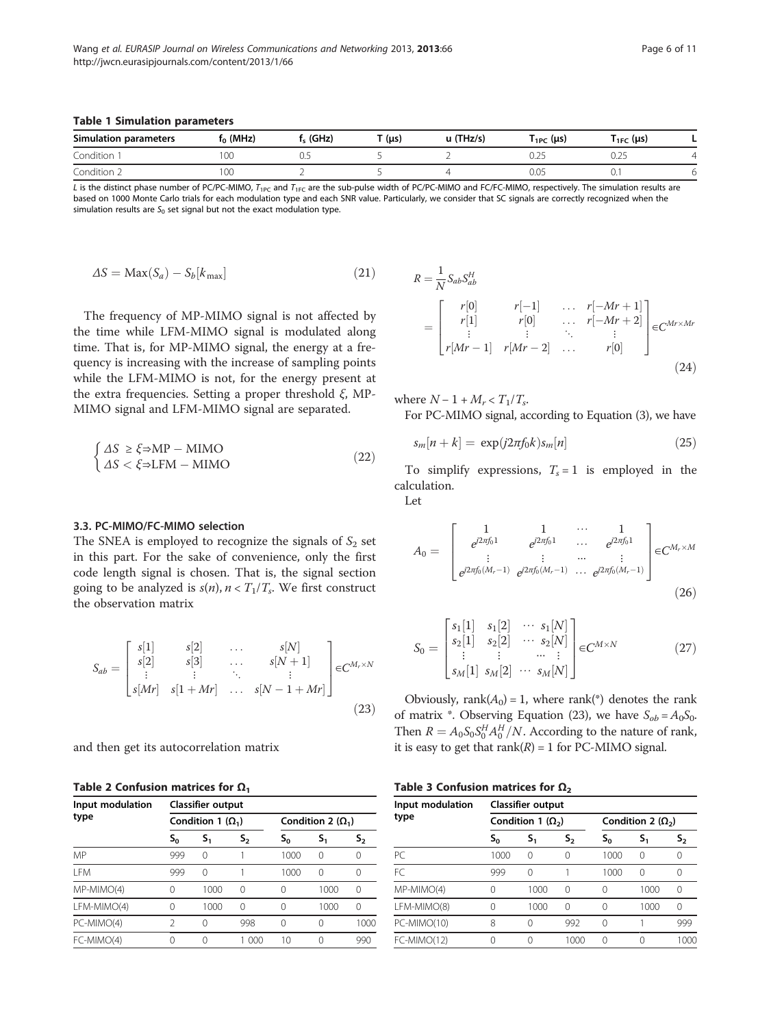**Table 1 Simulation parameters**

| Simulation parameters | $f_0$ (MHz) | $f_s$ (GHz) | T (μs) | u (THz/s) | $T_{1PC}$ (μs) | $T_{1FC}$ (μs) | L |
|---|---|---|---|---|---|---|---|
| Condition 1 | 100 | 0.5 | 5 | 2 | 0.25 | 0.25 | 4 |
| Condition 2 | 100 | 2 | 5 | 4 | 0.05 | 0.1 | 6 |

*L* is the distinct phase number of PC/PC-MIMO, $T_{1PC}$ and $T_{1FC}$ are the sub-pulse width of PC/PC-MIMO and FC/FC-MIMO, respectively. The simulation results are based on 1000 Monte Carlo trials for each modulation type and each SNR value. Particularly, we consider that SC signals are correctly recognized when the simulation results are $S_0$ set signal but not the exact modulation type.

$$\Delta S = \mathrm{Max}(S_a) - S_b[k_{\max}] \tag{21}$$

The frequency of MP-MIMO signal is not affected by the time while LFM-MIMO signal is modulated along time. That is, for MP-MIMO signal, the energy at a frequency is increasing with the increase of sampling points while the LFM-MIMO is not, for the energy present at the extra frequencies. Setting a proper threshold $\xi$, MP-MIMO signal and LFM-MIMO signal are separated.

$$\begin{cases} \Delta S \ \geq \xi \Rightarrow \mathrm{MP-MIMO} \\ \Delta S < \xi \Rightarrow \mathrm{LFM-MIMO} \end{cases} \tag{22}$$

### 3.3. PC-MIMO/FC-MIMO selection

The SNEA is employed to recognize the signals of $S_2$ set in this part. For the sake of convenience, only the first code length signal is chosen. That is, the signal section going to be analyzed is $s(n), n < T_1/T_s$. We first construct the observation matrix

$$S_{ab} = \begin{bmatrix} s[1] & s[2] & \dots & s[N] \\ s[2] & s[3] & \dots & s[N+1] \\ \vdots & \vdots & \ddots & \vdots \\ s[Mr] & s[1+Mr] & \dots & s[N-1+Mr] \end{bmatrix} \in C^{M_r \times N} \tag{23}$$

and then get its autocorrelation matrix

$$R = \frac{1}{N} S_{ab} S_{ab}^H = \begin{bmatrix} r[0] & r[-1] & \dots & r[-Mr+1] \\ r[1] & r[0] & \dots & r[-Mr+2] \\ \vdots & \vdots & \ddots & \vdots \\ r[Mr-1] & r[Mr-2] & \dots & r[0] \end{bmatrix} \in C^{Mr \times Mr} \tag{24}$$

where $N - 1 + M_r < T_1/T_s$.

For PC-MIMO signal, according to Equation (3), we have

$$s_m[n+k] = \exp(j2\pi f_0 k) s_m[n] \tag{25}$$

To simplify expressions, $T_s = 1$ is employed in the calculation.

Let

$$A_0 = \begin{bmatrix} 1 & 1 & \cdots & 1 \\ e^{j2\pi f_0 1} & e^{j2\pi f_0 1} & \dots & e^{j2\pi f_0 1} \\ \vdots & \vdots & \cdots & \vdots \\ e^{j2\pi f_0 (M_r-1)} & e^{j2\pi f_0 (M_r-1)} & \dots & e^{j2\pi f_0 (M_r-1)} \end{bmatrix} \in C^{M_r \times M} \tag{26}$$

$$S_0 = \begin{bmatrix} s_1[1] & s_1[2] & \cdots & s_1[N] \\ s_2[1] & s_2[2] & \cdots & s_2[N] \\ \vdots & \vdots & \cdots & \vdots \\ s_M[1] & s_M[2] & \cdots & s_M[N] \end{bmatrix} \in C^{M \times N} \tag{27}$$

Obviously, $\mathrm{rank}(A_0) = 1$, where rank(*) denotes the rank of matrix *. Observing Equation (23), we have $S_{ob} = A_0 S_0$. Then $R = A_0 S_0 S_0^H A_0^H / N$. According to the nature of rank, it is easy to get that $\mathrm{rank}(R) = 1$ for PC-MIMO signal.

**Table 2 Confusion matrices for $\Omega_1$**

| Input modulation type | Classifier output | | | | | |
|---|---|---|---|---|---|---|
| | Condition 1 ($\Omega_1$) | | | Condition 2 ($\Omega_1$) | | |
| | $S_0$ | $S_1$ | $S_2$ | $S_0$ | $S_1$ | $S_2$ |
| MP | 999 | 0 | 1 | 1000 | 0 | 0 |
| LFM | 999 | 0 | 1 | 1000 | 0 | 0 |
| MP-MIMO(4) | 0 | 1000 | 0 | 0 | 1000 | 0 |
| LFM-MIMO(4) | 0 | 1000 | 0 | 0 | 1000 | 0 |
| PC-MIMO(4) | 2 | 0 | 998 | 0 | 0 | 1000 |
| FC-MIMO(4) | 0 | 0 | 1 000 | 10 | 0 | 990 |

**Table 3 Confusion matrices for $\Omega_2$**

| Input modulation type | Classifier output | | | | | |
|---|---|---|---|---|---|---|
| | Condition 1 ($\Omega_2$) | | | Condition 2 ($\Omega_2$) | | |
| | $S_0$ | $S_1$ | $S_2$ | $S_0$ | $S_1$ | $S_2$ |
| PC | 1000 | 0 | 0 | 1000 | 0 | 0 |
| FC | 999 | 0 | 1 | 1000 | 0 | 0 |
| MP-MIMO(4) | 0 | 1000 | 0 | 0 | 1000 | 0 |
| LFM-MIMO(8) | 0 | 1000 | 0 | 0 | 1000 | 0 |
| PC-MIMO(10) | 8 | 0 | 992 | 0 | 1 | 999 |
| FC-MIMO(12) | 0 | 0 | 1000 | 0 | 0 | 1000 |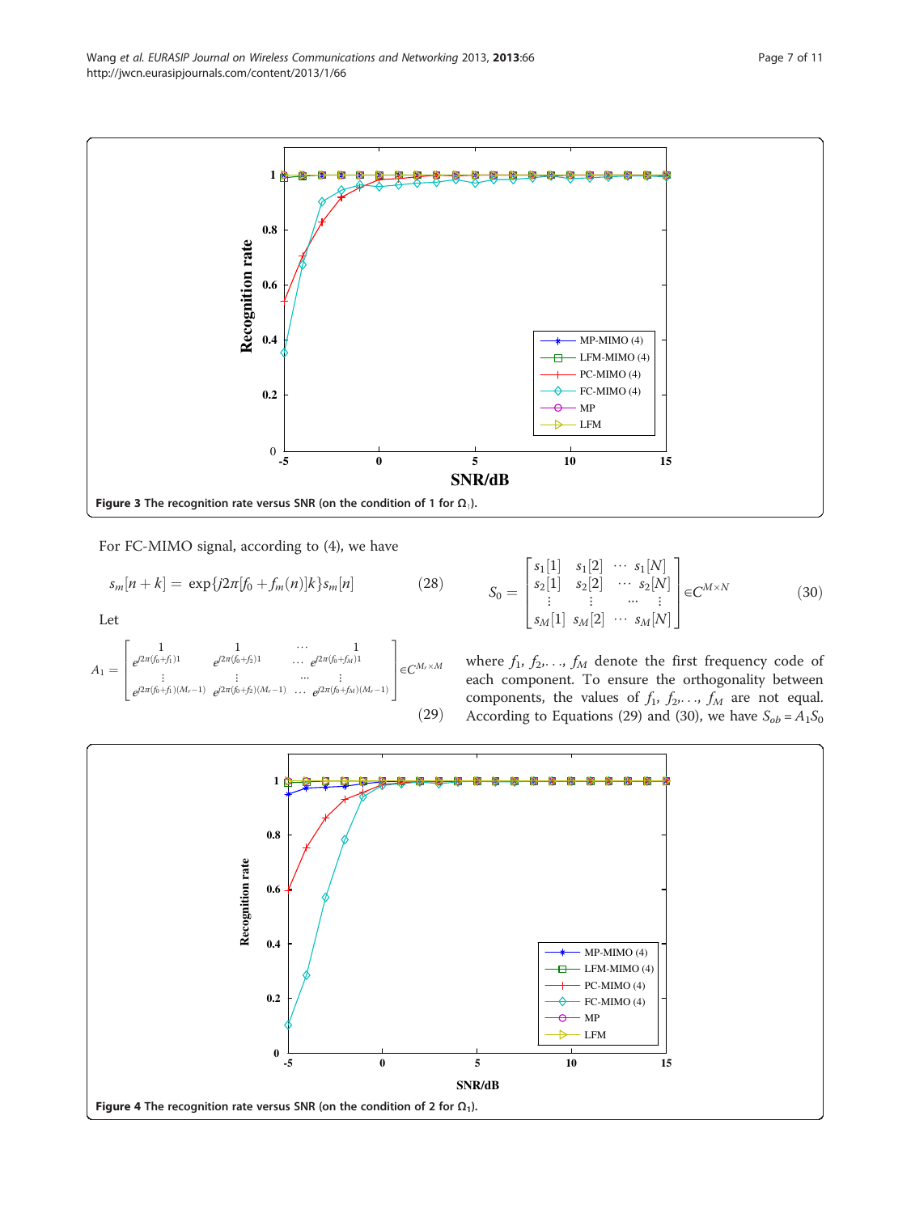Figure 3 The recognition rate versus SNR (on the condition of 1 for $\Omega_1$).

For FC-MIMO signal, according to (4), we have

$$s_m[n+k] = \exp\{j2\pi[f_0 + f_m(n)]k\}s_m[n] \tag{28}$$

Let

$$A_1 = \begin{bmatrix} 1 & 1 & \cdots & 1 \\ e^{j2\pi(f_0+f_1)1} & e^{j2\pi(f_0+f_2)1} & \cdots & e^{j2\pi(f_0+f_M)1} \\ \vdots & \vdots & \cdots & \vdots \\ e^{j2\pi(f_0+f_1)(M_r-1)} & e^{j2\pi(f_0+f_2)(M_r-1)} & \cdots & e^{j2\pi(f_0+f_M)(M_r-1)} \end{bmatrix} \in C^{M_r \times M} \tag{29}$$

$$S_0 = \begin{bmatrix} s_1[1] & s_1[2] & \cdots & s_1[N] \\ s_2[1] & s_2[2] & \cdots & s_2[N] \\ \vdots & \vdots & \cdots & \vdots \\ s_M[1] & s_M[2] & \cdots & s_M[N] \end{bmatrix} \in C^{M \times N} \tag{30}$$

where $f_1, f_2, \ldots, f_M$ denote the first frequency code of each component. To ensure the orthogonality between components, the values of $f_1, f_2, \ldots, f_M$ are not equal. According to Equations (29) and (30), we have $S_{ob} = A_1 S_0$

Figure 4 The recognition rate versus SNR (on the condition of 2 for $\Omega_1$).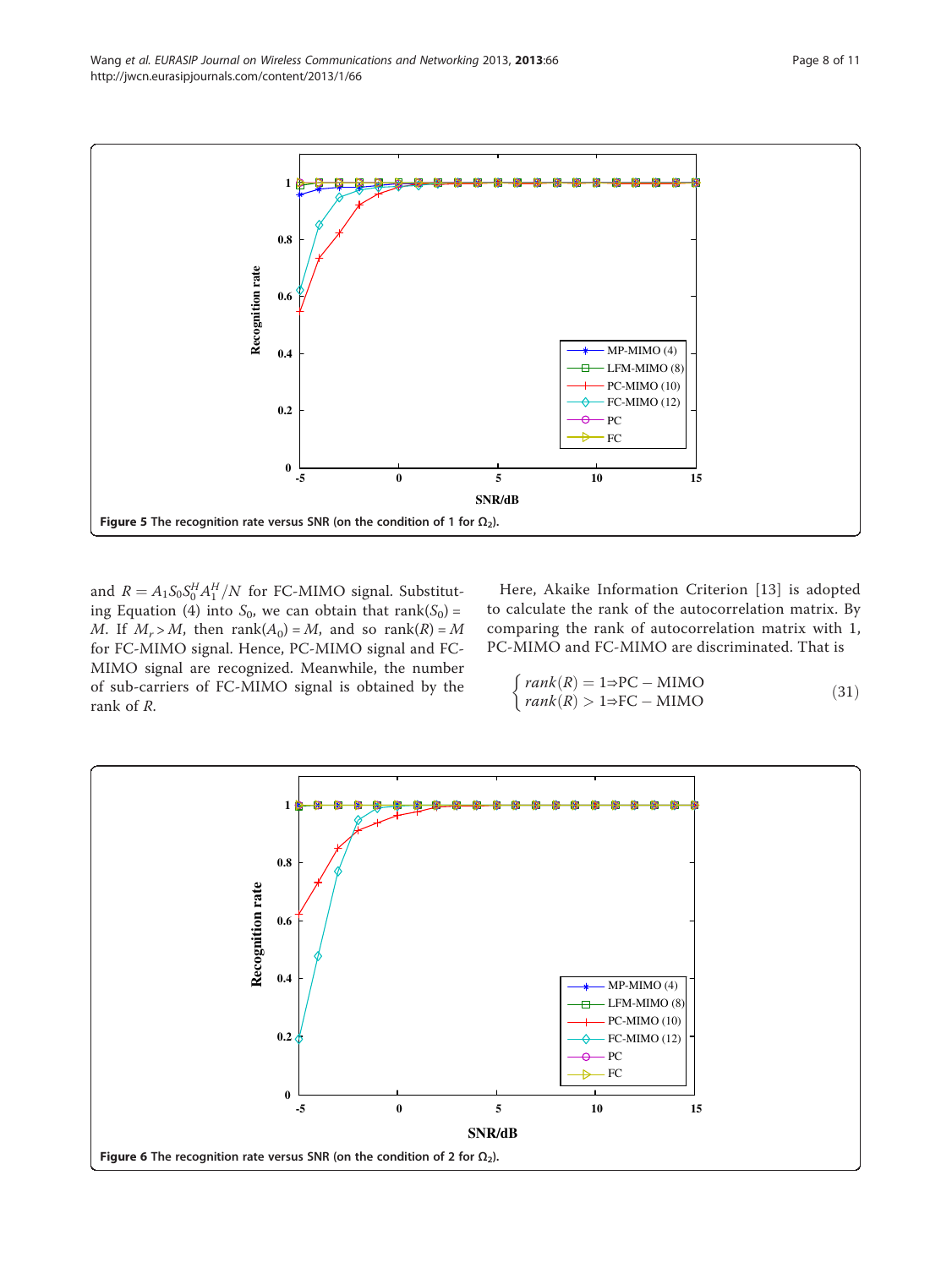Figure 5 The recognition rate versus SNR (on the condition of 1 for $\Omega_2$).

and $R = A_1 S_0 S_0^H A_1^H / N$ for FC-MIMO signal. Substituting Equation (4) into $S_0$, we can obtain that rank($S_0$) = $M$. If $M_r > M$, then rank($A_0$) = $M$, and so rank($R$) = $M$ for FC-MIMO signal. Hence, PC-MIMO signal and FC-MIMO signal are recognized. Meanwhile, the number of sub-carriers of FC-MIMO signal is obtained by the rank of $R$.

Here, Akaike Information Criterion [13] is adopted to calculate the rank of the autocorrelation matrix. By comparing the rank of autocorrelation matrix with 1, PC-MIMO and FC-MIMO are discriminated. That is

$$\begin{cases} rank(R) = 1 \Rightarrow \text{PC} - \text{MIMO} \\ rank(R) > 1 \Rightarrow \text{FC} - \text{MIMO} \end{cases} \tag{31}$$

Figure 6 The recognition rate versus SNR (on the condition of 2 for $\Omega_2$).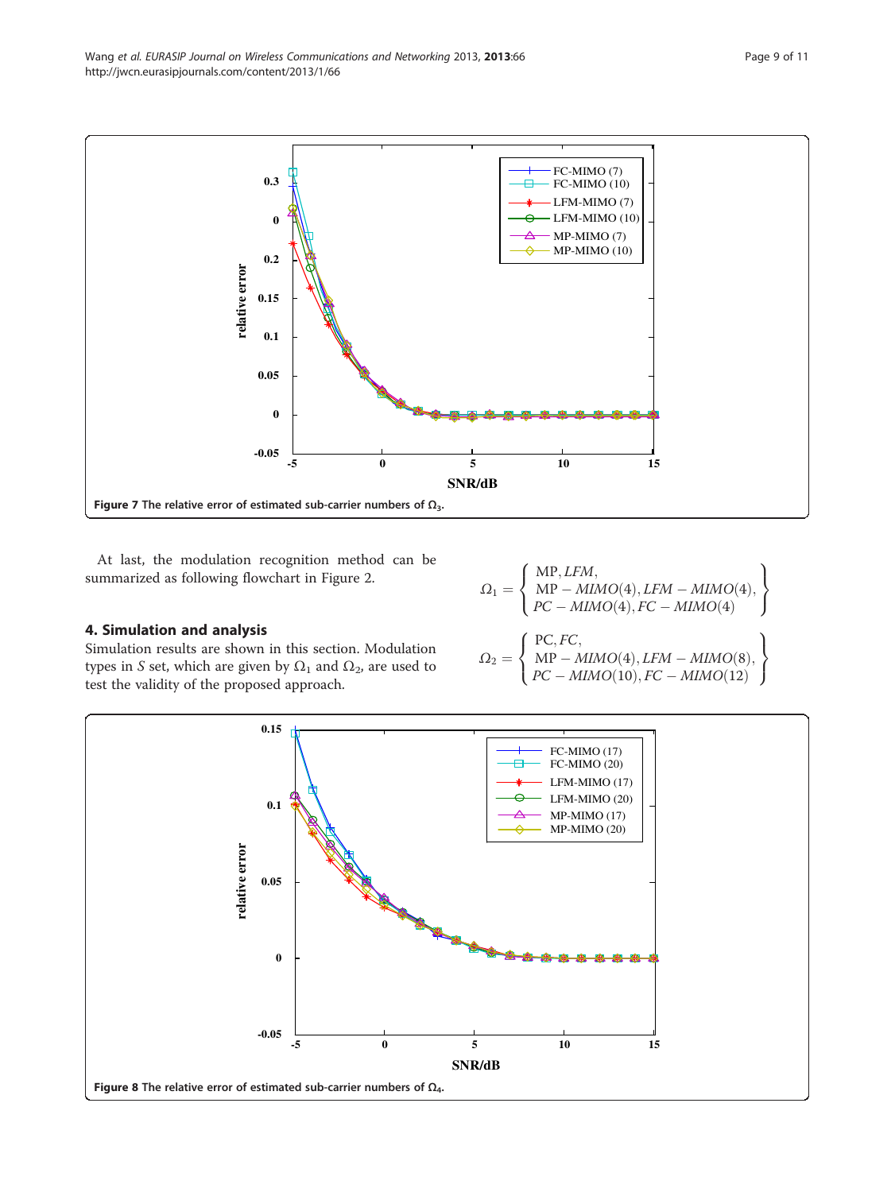Figure 7 The relative error of estimated sub-carrier numbers of $\Omega_3$.

At last, the modulation recognition method can be summarized as following flowchart in Figure 2.

## 4. Simulation and analysis

Simulation results are shown in this section. Modulation types in $S$ set, which are given by $\Omega_1$ and $\Omega_2$, are used to test the validity of the proposed approach.

$$\Omega_1 = \left\{ \begin{array}{l} \mathrm{MP}, LFM, \\ \mathrm{MP}-MIMO(4), LFM-MIMO(4), \\ PC-MIMO(4), FC-MIMO(4) \end{array} \right\}$$

$$\Omega_2 = \left\{ \begin{array}{l} \mathrm{PC}, FC, \\ \mathrm{MP}-MIMO(4), LFM-MIMO(8), \\ PC-MIMO(10), FC-MIMO(12) \end{array} \right\}$$

Figure 8 The relative error of estimated sub-carrier numbers of $\Omega_4$.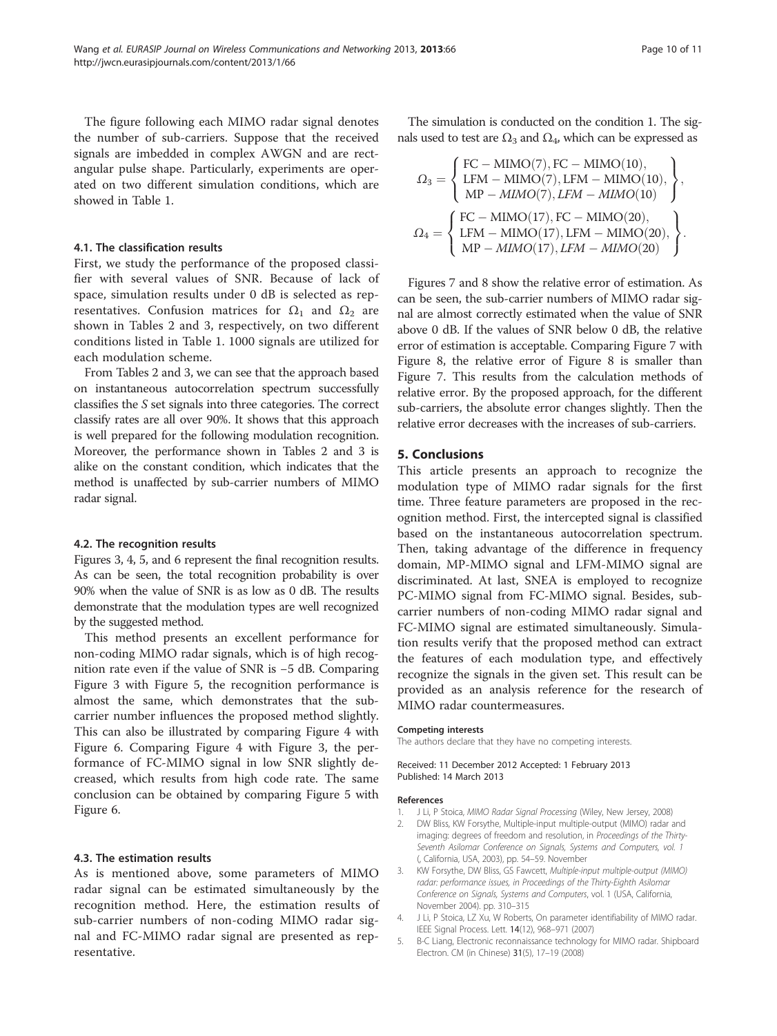The figure following each MIMO radar signal denotes the number of sub-carriers. Suppose that the received signals are imbedded in complex AWGN and are rectangular pulse shape. Particularly, experiments are operated on two different simulation conditions, which are showed in Table 1.

### 4.1. The classification results

First, we study the performance of the proposed classifier with several values of SNR. Because of lack of space, simulation results under 0 dB is selected as representatives. Confusion matrices for $\Omega_1$ and $\Omega_2$ are shown in Tables 2 and 3, respectively, on two different conditions listed in Table 1. 1000 signals are utilized for each modulation scheme.

From Tables 2 and 3, we can see that the approach based on instantaneous autocorrelation spectrum successfully classifies the *S* set signals into three categories. The correct classify rates are all over 90%. It shows that this approach is well prepared for the following modulation recognition. Moreover, the performance shown in Tables 2 and 3 is alike on the constant condition, which indicates that the method is unaffected by sub-carrier numbers of MIMO radar signal.

### 4.2. The recognition results

Figures 3, 4, 5, and 6 represent the final recognition results. As can be seen, the total recognition probability is over 90% when the value of SNR is as low as 0 dB. The results demonstrate that the modulation types are well recognized by the suggested method.

This method presents an excellent performance for non-coding MIMO radar signals, which is of high recognition rate even if the value of SNR is −5 dB. Comparing Figure 3 with Figure 5, the recognition performance is almost the same, which demonstrates that the sub-carrier number influences the proposed method slightly. This can also be illustrated by comparing Figure 4 with Figure 6. Comparing Figure 4 with Figure 3, the performance of FC-MIMO signal in low SNR slightly decreased, which results from high code rate. The same conclusion can be obtained by comparing Figure 5 with Figure 6.

### 4.3. The estimation results

As is mentioned above, some parameters of MIMO radar signal can be estimated simultaneously by the recognition method. Here, the estimation results of sub-carrier numbers of non-coding MIMO radar signal and FC-MIMO radar signal are presented as representative.

The simulation is conducted on the condition 1. The signals used to test are $\Omega_3$ and $\Omega_4$, which can be expressed as

$$\Omega_3 = \left\{ \begin{array}{l} \mathrm{FC-MIMO}(7), \mathrm{FC-MIMO}(10), \\ \mathrm{LFM-MIMO}(7), \mathrm{LFM-MIMO}(10), \\ \mathrm{MP}-MIMO(7), LFM-MIMO(10) \end{array} \right\},$$

$$\Omega_4 = \left\{ \begin{array}{l} \mathrm{FC-MIMO}(17), \mathrm{FC-MIMO}(20), \\ \mathrm{LFM-MIMO}(17), \mathrm{LFM-MIMO}(20), \\ \mathrm{MP}-MIMO(17), LFM-MIMO(20) \end{array} \right\}.$$

Figures 7 and 8 show the relative error of estimation. As can be seen, the sub-carrier numbers of MIMO radar signal are almost correctly estimated when the value of SNR above 0 dB. If the values of SNR below 0 dB, the relative error of estimation is acceptable. Comparing Figure 7 with Figure 8, the relative error of Figure 8 is smaller than Figure 7. This results from the calculation methods of relative error. By the proposed approach, for the different sub-carriers, the absolute error changes slightly. Then the relative error decreases with the increases of sub-carriers.

## 5. Conclusions

This article presents an approach to recognize the modulation type of MIMO radar signals for the first time. Three feature parameters are proposed in the recognition method. First, the intercepted signal is classified based on the instantaneous autocorrelation spectrum. Then, taking advantage of the difference in frequency domain, MP-MIMO signal and LFM-MIMO signal are discriminated. At last, SNEA is employed to recognize PC-MIMO signal from FC-MIMO signal. Besides, sub-carrier numbers of non-coding MIMO radar signal and FC-MIMO signal are estimated simultaneously. Simulation results verify that the proposed method can extract the features of each modulation type, and effectively recognize the signals in the given set. This result can be provided as an analysis reference for the research of MIMO radar countermeasures.

#### Competing interests

The authors declare that they have no competing interests.

Received: 11 December 2012 Accepted: 1 February 2013
Published: 14 March 2013

#### References

1. J Li, P Stoica, *MIMO Radar Signal Processing* (Wiley, New Jersey, 2008)
2. DW Bliss, KW Forsythe, Multiple-input multiple-output (MIMO) radar and imaging: degrees of freedom and resolution, in *Proceedings of the Thirty-Seventh Asilomar Conference on Signals, Systems and Computers, vol. 1* (, California, USA, 2003), pp. 54–59. November
3. KW Forsythe, DW Bliss, GS Fawcett, *Multiple-input multiple-output (MIMO) radar: performance issues, in Proceedings of the Thirty-Eighth Asilomar Conference on Signals, Systems and Computers*, vol. 1 (USA, California, November 2004). pp. 310–315
4. J Li, P Stoica, LZ Xu, W Roberts, On parameter identifiability of MIMO radar. IEEE Signal Process. Lett. **14**(12), 968–971 (2007)
5. B-C Liang, Electronic reconnaissance technology for MIMO radar. Shipboard Electron. CM (in Chinese) **31**(5), 17–19 (2008)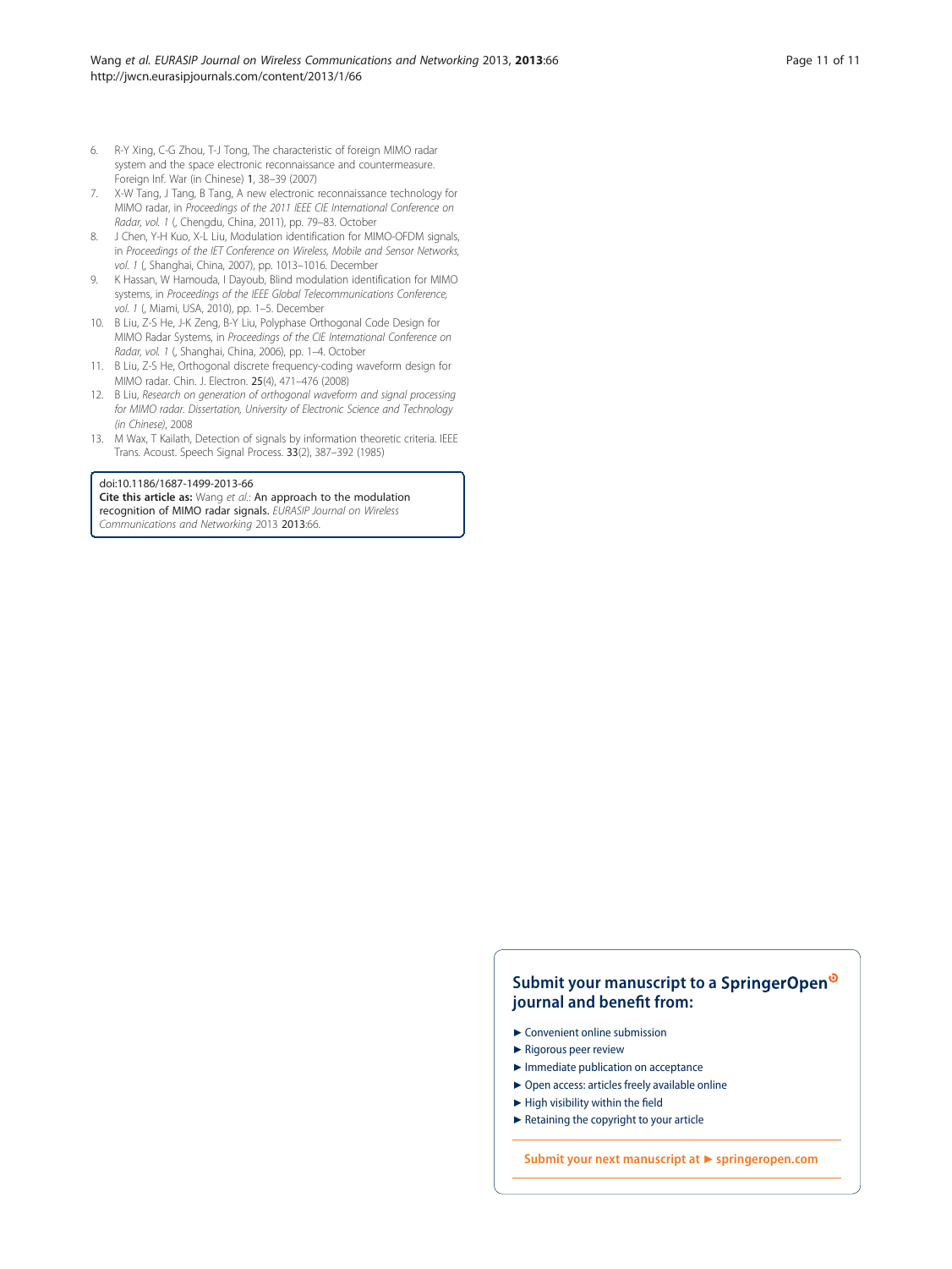6. R-Y Xing, C-G Zhou, T-J Tong, The characteristic of foreign MIMO radar system and the space electronic reconnaissance and countermeasure. Foreign Inf. War (in Chinese) **1**, 38–39 (2007)
7. X-W Tang, J Tang, B Tang, A new electronic reconnaissance technology for MIMO radar, in *Proceedings of the 2011 IEEE CIE International Conference on Radar, vol. 1* (, Chengdu, China, 2011), pp. 79–83. October
8. J Chen, Y-H Kuo, X-L Liu, Modulation identification for MIMO-OFDM signals, in *Proceedings of the IET Conference on Wireless, Mobile and Sensor Networks, vol. 1* (, Shanghai, China, 2007), pp. 1013–1016. December
9. K Hassan, W Hamouda, I Dayoub, Blind modulation identification for MIMO systems, in *Proceedings of the IEEE Global Telecommunications Conference, vol. 1* (, Miami, USA, 2010), pp. 1–5. December
10. B Liu, Z-S He, J-K Zeng, B-Y Liu, Polyphase Orthogonal Code Design for MIMO Radar Systems, in *Proceedings of the CIE International Conference on Radar, vol. 1* (, Shanghai, China, 2006), pp. 1–4. October
11. B Liu, Z-S He, Orthogonal discrete frequency-coding waveform design for MIMO radar. Chin. J. Electron. **25**(4), 471–476 (2008)
12. B Liu, *Research on generation of orthogonal waveform and signal processing for MIMO radar. Dissertation, University of Electronic Science and Technology (in Chinese)*, 2008
13. M Wax, T Kailath, Detection of signals by information theoretic criteria. IEEE Trans. Acoust. Speech Signal Process. **33**(2), 387–392 (1985)

doi:10.1186/1687-1499-2013-66
**Cite this article as:** Wang *et al.*: An approach to the modulation recognition of MIMO radar signals. *EURASIP Journal on Wireless Communications and Networking* 2013 **2013**:66.

**Submit your manuscript to a SpringerOpen journal and benefit from:**

- ► Convenient online submission
- ► Rigorous peer review
- ► Immediate publication on acceptance
- ► Open access: articles freely available online
- ► High visibility within the field
- ► Retaining the copyright to your article

**Submit your next manuscript at ► springeropen.com**